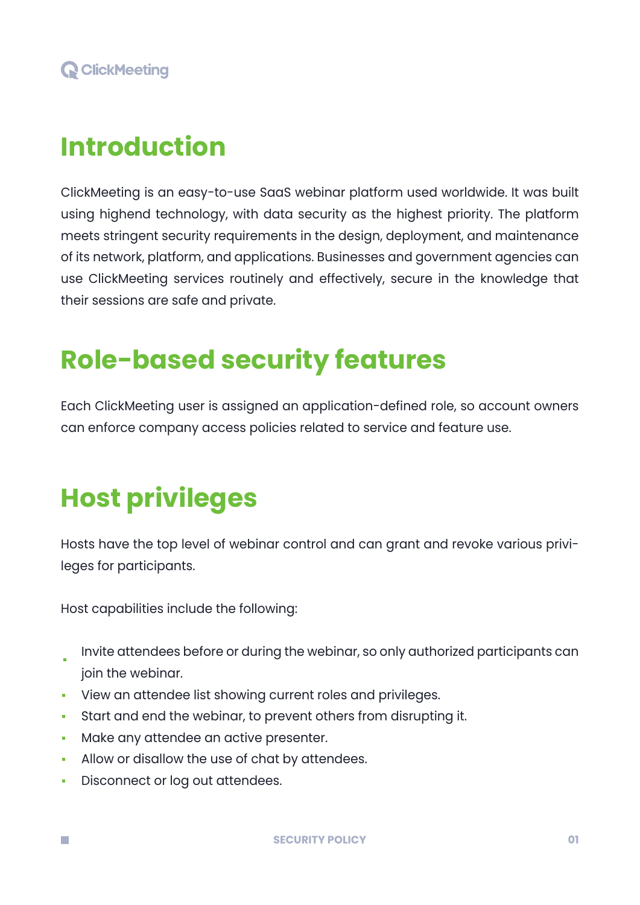# Introduction

ClickMeeting is an easy-to-use SaaS webinar platform used worldwide. It was built using highend technology, with data security as the highest priority. The platform meets stringent security requirements in the design, deployment, and maintenance of its network, platform, and applications. Businesses and government agencies can use ClickMeeting services routinely and effectively, secure in the knowledge that their sessions are safe and private.

# Role-based security features

Each ClickMeeting user is assigned an application-defined role, so account owners can enforce company access policies related to service and feature use.

# Host privileges

Hosts have the top level of webinar control and can grant and revoke various privileges for participants.

Host capabilities include the following:

- Invite attendees before or during the webinar, so only authorized participants can join the webinar.
- View an attendee list showing current roles and privileges.
- Start and end the webinar, to prevent others from disrupting it.
- Make any attendee an active presenter.
- Allow or disallow the use of chat by attendees.
- Disconnect or log out attendees.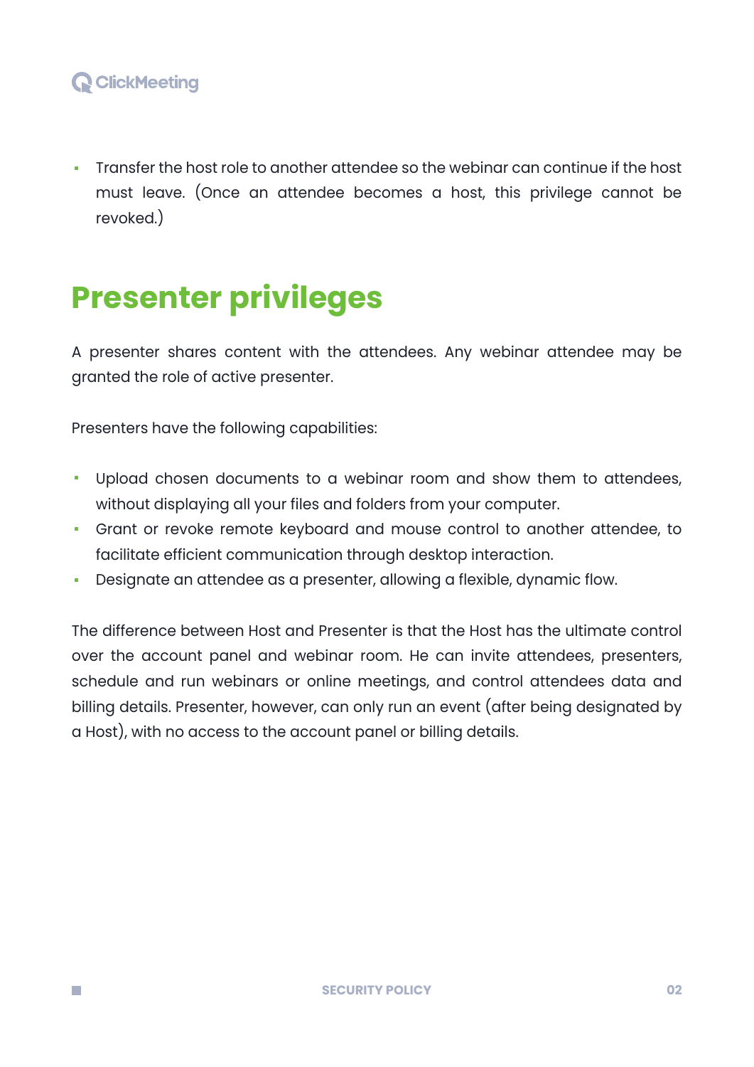- Transfer the host role to another attendee so the webinar can continue if the host must leave. (Once an attendee becomes a host, this privilege cannot be revoked.)

## Presenter privileges

A presenter shares content with the attendees. Any webinar attendee may be granted the role of active presenter.

Presenters have the following capabilities:

- Upload chosen documents to a webinar room and show them to attendees, without displaying all your files and folders from your computer.
- Grant or revoke remote keyboard and mouse control to another attendee, to facilitate efficient communication through desktop interaction.
- Designate an attendee as a presenter, allowing a flexible, dynamic flow.

The difference between Host and Presenter is that the Host has the ultimate control over the account panel and webinar room. He can invite attendees, presenters, schedule and run webinars or online meetings, and control attendees data and billing details. Presenter, however, can only run an event (after being designated by a Host), with no access to the account panel or billing details.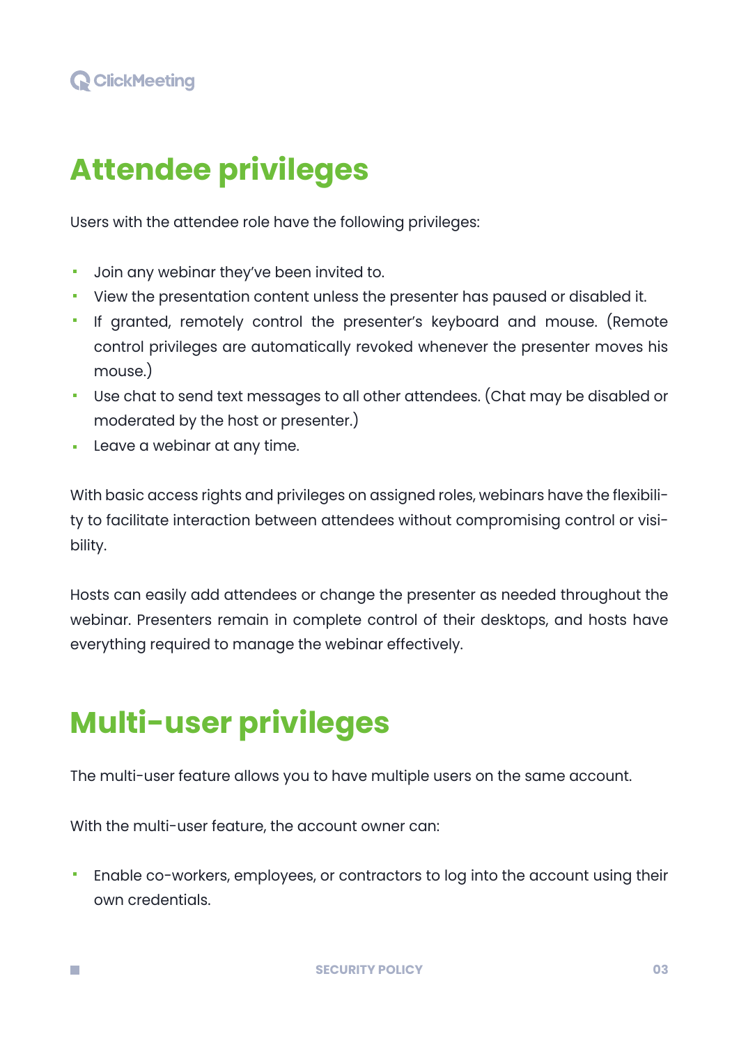# Attendee privileges

Users with the attendee role have the following privileges:

- Join any webinar they've been invited to.
- View the presentation content unless the presenter has paused or disabled it.
- If granted, remotely control the presenter's keyboard and mouse. (Remote control privileges are automatically revoked whenever the presenter moves his mouse.)
- Use chat to send text messages to all other attendees. (Chat may be disabled or moderated by the host or presenter.)
- Leave a webinar at any time.

With basic access rights and privileges on assigned roles, webinars have the flexibility to facilitate interaction between attendees without compromising control or visibility.

Hosts can easily add attendees or change the presenter as needed throughout the webinar. Presenters remain in complete control of their desktops, and hosts have everything required to manage the webinar effectively.

# Multi-user privileges

The multi-user feature allows you to have multiple users on the same account.

With the multi-user feature, the account owner can:

- Enable co-workers, employees, or contractors to log into the account using their own credentials.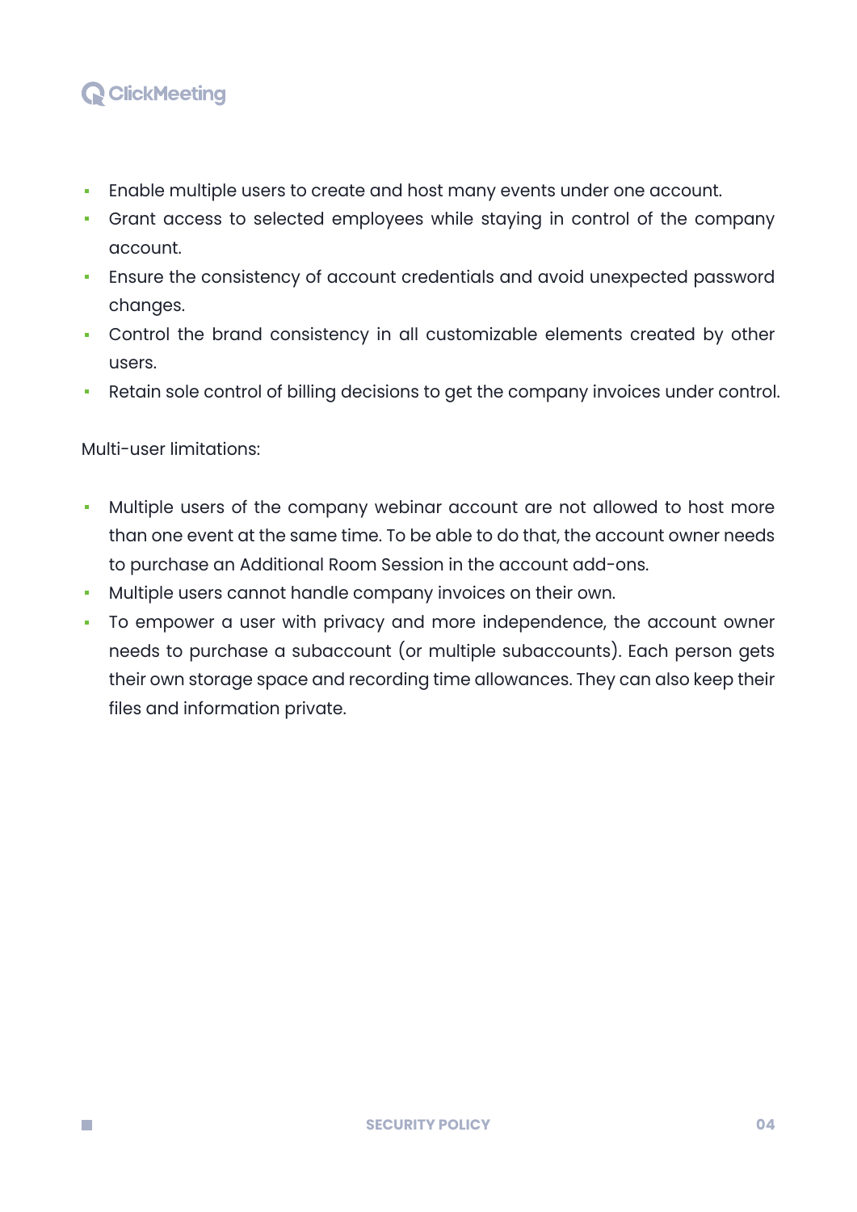- Enable multiple users to create and host many events under one account.
- Grant access to selected employees while staying in control of the company account.
- Ensure the consistency of account credentials and avoid unexpected password changes.
- Control the brand consistency in all customizable elements created by other users.
- Retain sole control of billing decisions to get the company invoices under control.

Multi-user limitations:

- Multiple users of the company webinar account are not allowed to host more than one event at the same time. To be able to do that, the account owner needs to purchase an Additional Room Session in the account add-ons.
- Multiple users cannot handle company invoices on their own.
- To empower a user with privacy and more independence, the account owner needs to purchase a subaccount (or multiple subaccounts). Each person gets their own storage space and recording time allowances. They can also keep their files and information private.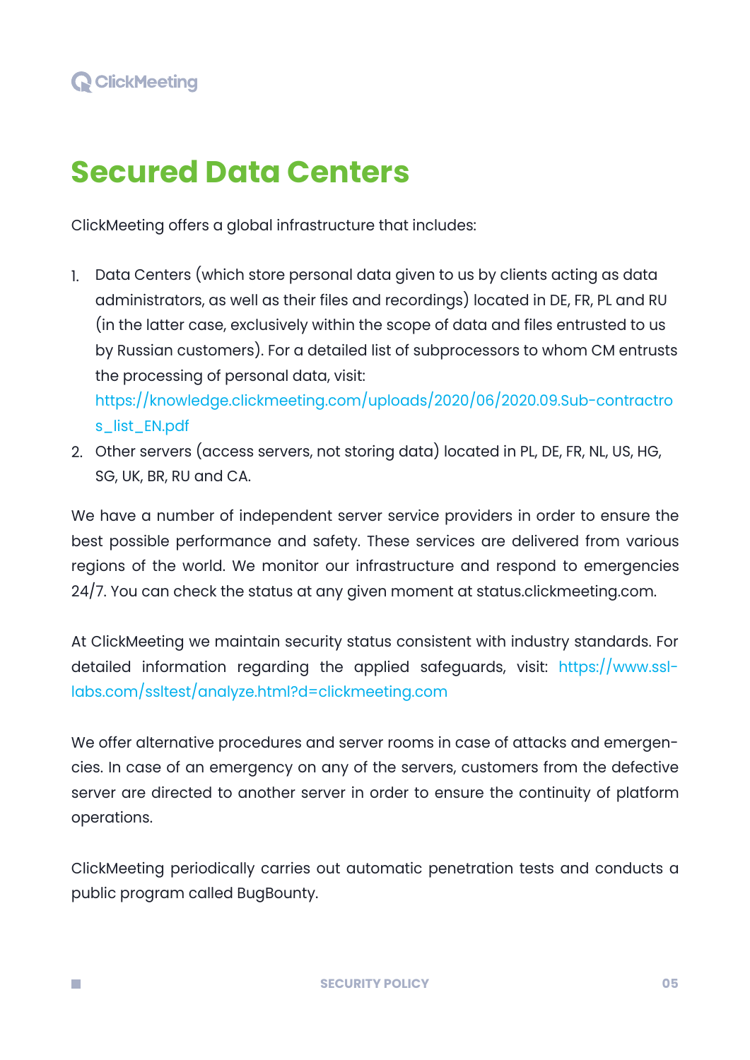# Secured Data Centers

ClickMeeting offers a global infrastructure that includes:

1. Data Centers (which store personal data given to us by clients acting as data administrators, as well as their files and recordings) located in DE, FR, PL and RU (in the latter case, exclusively within the scope of data and files entrusted to us by Russian customers). For a detailed list of subprocessors to whom CM entrusts the processing of personal data, visit: https://knowledge.clickmeeting.com/uploads/2020/06/2020.09.Sub-contractros_list_EN.pdf
2. Other servers (access servers, not storing data) located in PL, DE, FR, NL, US, HG, SG, UK, BR, RU and CA.

We have a number of independent server service providers in order to ensure the best possible performance and safety. These services are delivered from various regions of the world. We monitor our infrastructure and respond to emergencies 24/7. You can check the status at any given moment at status.clickmeeting.com.

At ClickMeeting we maintain security status consistent with industry standards. For detailed information regarding the applied safeguards, visit: https://www.ssl-labs.com/ssltest/analyze.html?d=clickmeeting.com

We offer alternative procedures and server rooms in case of attacks and emergencies. In case of an emergency on any of the servers, customers from the defective server are directed to another server in order to ensure the continuity of platform operations.

ClickMeeting periodically carries out automatic penetration tests and conducts a public program called BugBounty.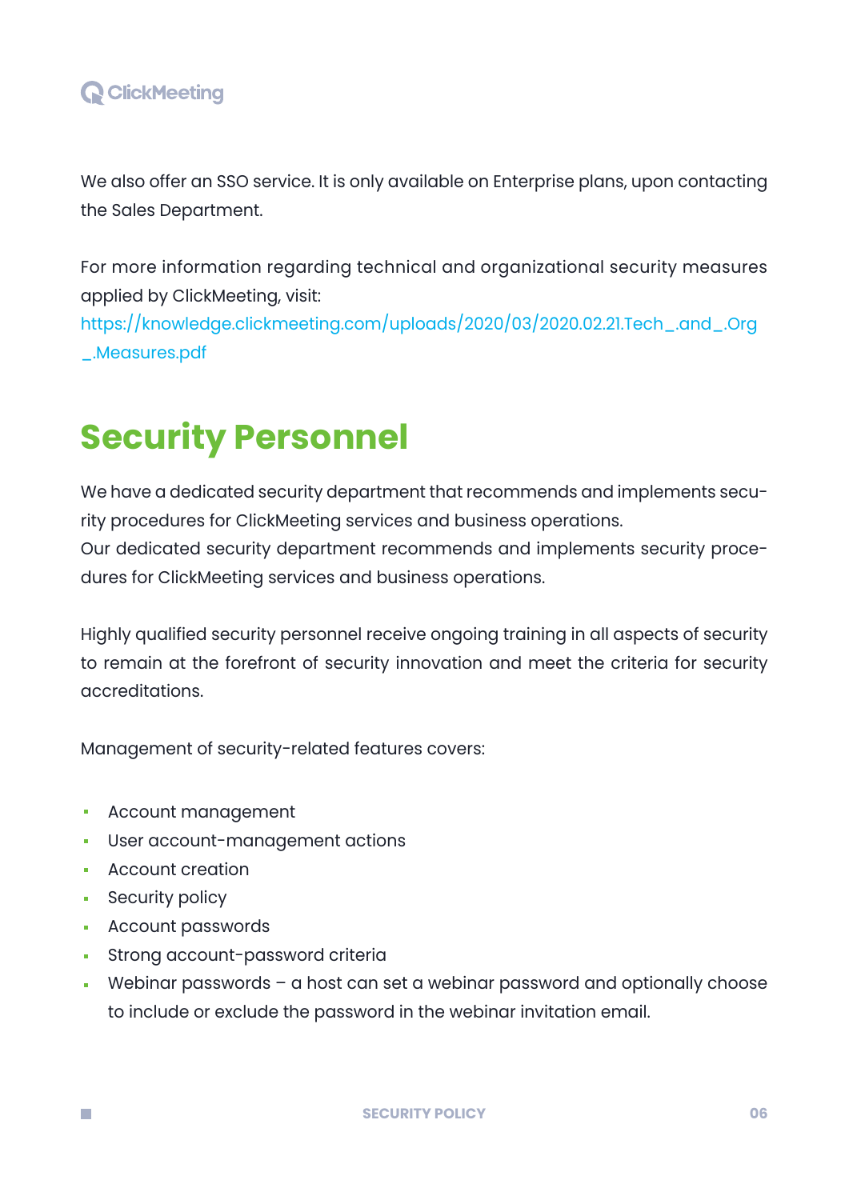We also offer an SSO service. It is only available on Enterprise plans, upon contacting the Sales Department.

For more information regarding technical and organizational security measures applied by ClickMeeting, visit:
https://knowledge.clickmeeting.com/uploads/2020/03/2020.02.21.Tech_.and_.Org_.Measures.pdf

## Security Personnel

We have a dedicated security department that recommends and implements security procedures for ClickMeeting services and business operations.
Our dedicated security department recommends and implements security procedures for ClickMeeting services and business operations.

Highly qualified security personnel receive ongoing training in all aspects of security to remain at the forefront of security innovation and meet the criteria for security accreditations.

Management of security-related features covers:

- Account management
- User account-management actions
- Account creation
- Security policy
- Account passwords
- Strong account-password criteria
- Webinar passwords – a host can set a webinar password and optionally choose to include or exclude the password in the webinar invitation email.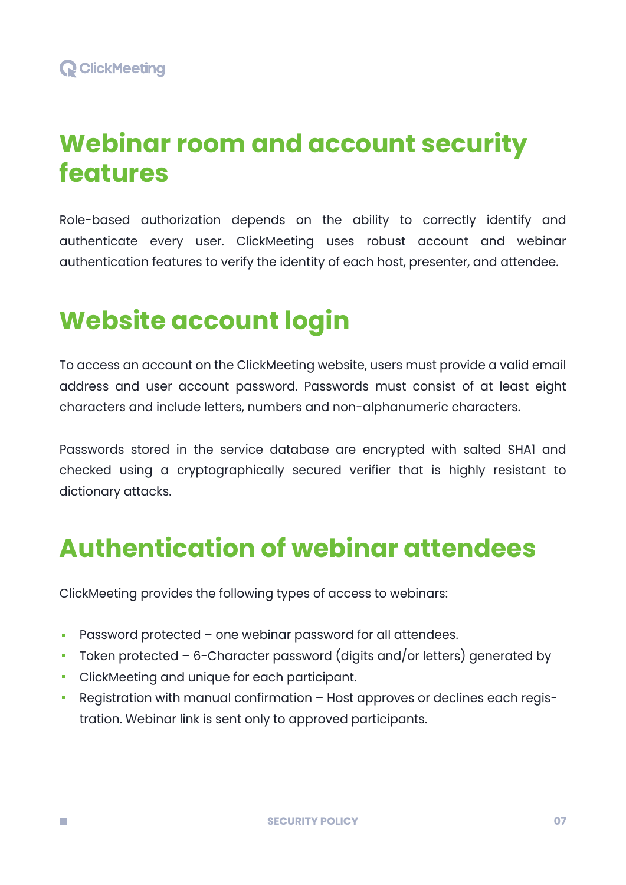# Webinar room and account security features

Role-based authorization depends on the ability to correctly identify and authenticate every user. ClickMeeting uses robust account and webinar authentication features to verify the identity of each host, presenter, and attendee.

# Website account login

To access an account on the ClickMeeting website, users must provide a valid email address and user account password. Passwords must consist of at least eight characters and include letters, numbers and non-alphanumeric characters.

Passwords stored in the service database are encrypted with salted SHA1 and checked using a cryptographically secured verifier that is highly resistant to dictionary attacks.

# Authentication of webinar attendees

ClickMeeting provides the following types of access to webinars:

- Password protected – one webinar password for all attendees.
- Token protected – 6-Character password (digits and/or letters) generated by
- ClickMeeting and unique for each participant.
- Registration with manual confirmation – Host approves or declines each registration. Webinar link is sent only to approved participants.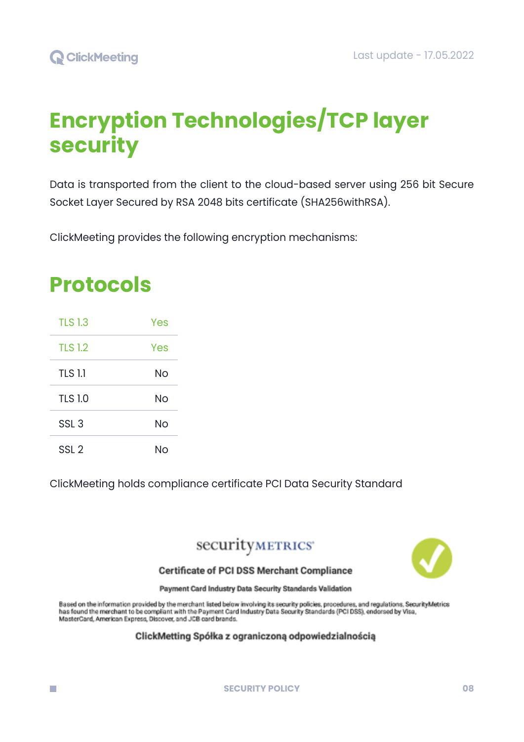# Encryption Technologies/TCP layer security

Data is transported from the client to the cloud-based server using 256 bit Secure Socket Layer Secured by RSA 2048 bits certificate (SHA256withRSA).

ClickMeeting provides the following encryption mechanisms:

## Protocols

| | |
|---|---|
| TLS 1.3 | Yes |
| TLS 1.2 | Yes |
| TLS 1.1 | No |
| TLS 1.0 | No |
| SSL 3 | No |
| SSL 2 | No |

ClickMeeting holds compliance certificate PCI Data Security Standard

securityMETRICS®

**Certificate of PCI DSS Merchant Compliance**

**Payment Card Industry Data Security Standards Validation**

Based on the information provided by the merchant listed below involving its security policies, procedures, and regulations, SecurityMetrics has found the merchant to be compliant with the Payment Card Industry Data Security Standards (PCI DSS), endorsed by Visa, MasterCard, American Express, Discover, and JCB card brands.

**ClickMetting Spółka z ograniczoną odpowiedzialnością**